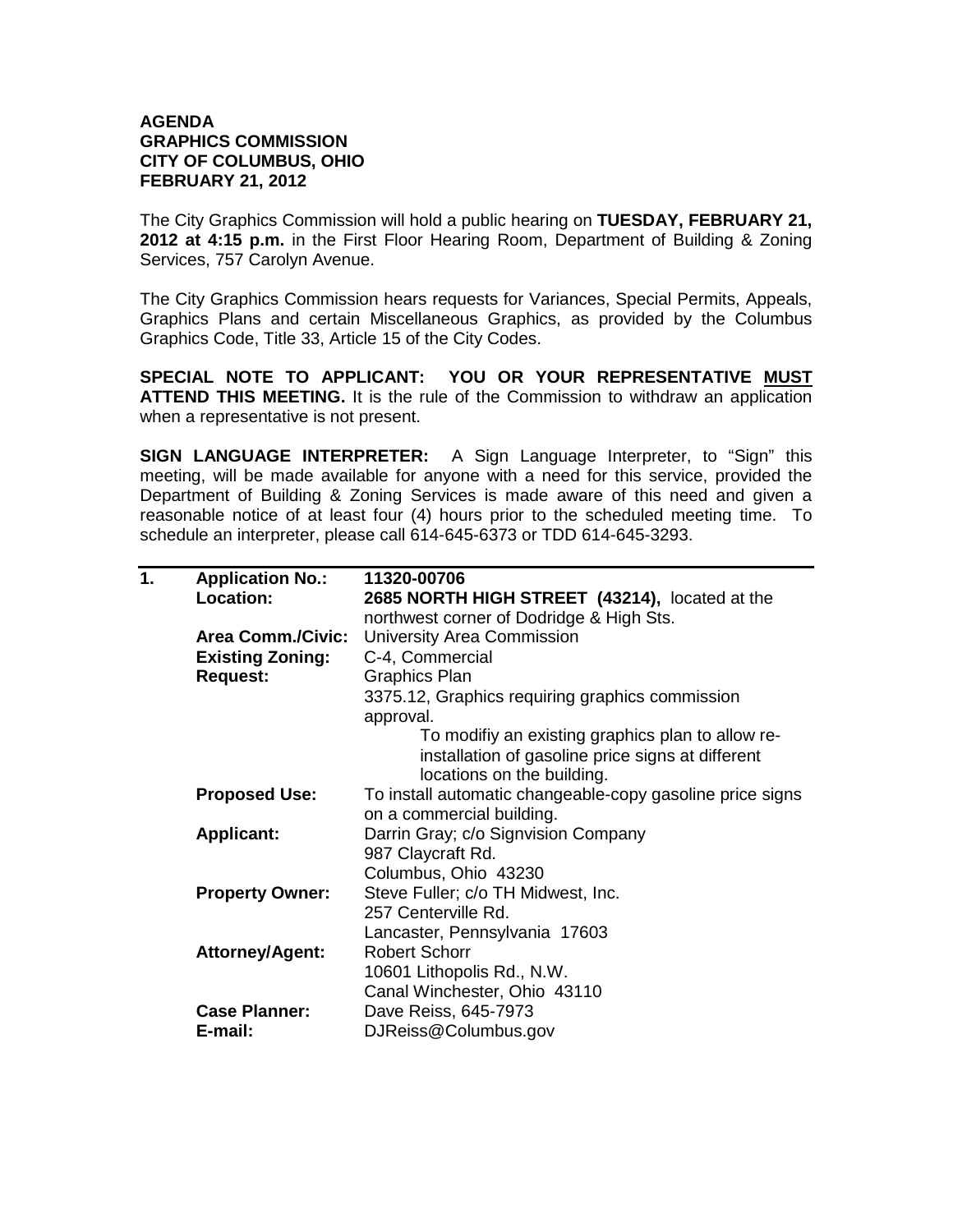**AGENDA**
**GRAPHICS COMMISSION**
**CITY OF COLUMBUS, OHIO**
**FEBRUARY 21, 2012**

The City Graphics Commission will hold a public hearing on **TUESDAY, FEBRUARY 21, 2012 at 4:15 p.m.** in the First Floor Hearing Room, Department of Building & Zoning Services, 757 Carolyn Avenue.

The City Graphics Commission hears requests for Variances, Special Permits, Appeals, Graphics Plans and certain Miscellaneous Graphics, as provided by the Columbus Graphics Code, Title 33, Article 15 of the City Codes.

**SPECIAL NOTE TO APPLICANT: YOU OR YOUR REPRESENTATIVE MUST ATTEND THIS MEETING.** It is the rule of the Commission to withdraw an application when a representative is not present.

**SIGN LANGUAGE INTERPRETER:** A Sign Language Interpreter, to "Sign" this meeting, will be made available for anyone with a need for this service, provided the Department of Building & Zoning Services is made aware of this need and given a reasonable notice of at least four (4) hours prior to the scheduled meeting time. To schedule an interpreter, please call 614-645-6373 or TDD 614-645-3293.

---

**1. Application No.:** **11320-00706**

**Location:** **2685 NORTH HIGH STREET (43214),** located at the northwest corner of Dodridge & High Sts.

**Area Comm./Civic:** University Area Commission

**Existing Zoning:** C-4, Commercial

**Request:** Graphics Plan
3375.12, Graphics requiring graphics commission approval.
To modifiy an existing graphics plan to allow re-installation of gasoline price signs at different locations on the building.

**Proposed Use:** To install automatic changeable-copy gasoline price signs on a commercial building.

**Applicant:** Darrin Gray; c/o Signvision Company
987 Claycraft Rd.
Columbus, Ohio 43230

**Property Owner:** Steve Fuller; c/o TH Midwest, Inc.
257 Centerville Rd.
Lancaster, Pennsylvania 17603

**Attorney/Agent:** Robert Schorr
10601 Lithopolis Rd., N.W.
Canal Winchester, Ohio 43110

**Case Planner:** Dave Reiss, 645-7973

**E-mail:** DJReiss@Columbus.gov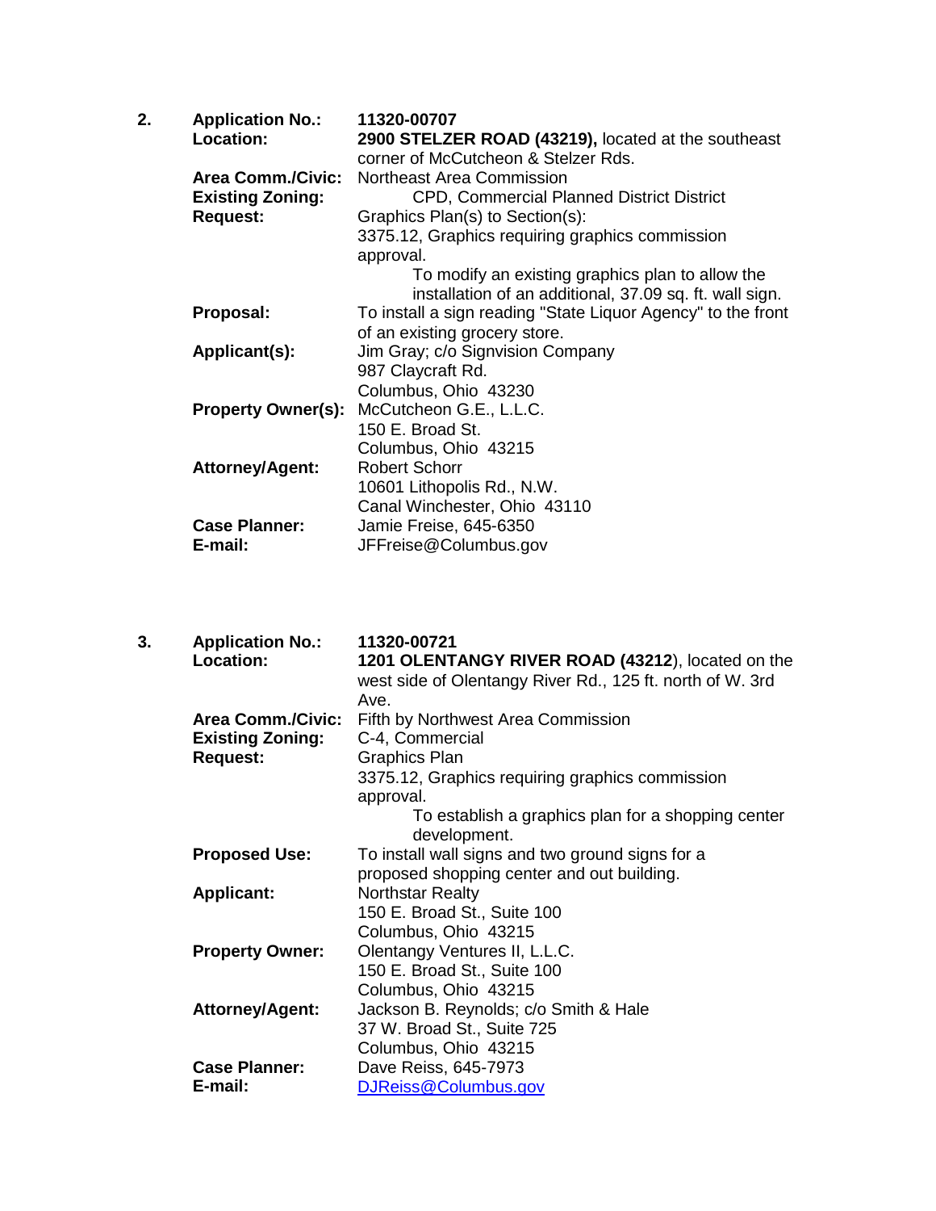2.

**Application No.:** **11320-00707**

**Location:** **2900 STELZER ROAD (43219),** located at the southeast corner of McCutcheon & Stelzer Rds.

**Area Comm./Civic:** Northeast Area Commission

**Existing Zoning:** CPD, Commercial Planned District District

**Request:** Graphics Plan(s) to Section(s):
3375.12, Graphics requiring graphics commission approval.
To modify an existing graphics plan to allow the installation of an additional, 37.09 sq. ft. wall sign.

**Proposal:** To install a sign reading "State Liquor Agency" to the front of an existing grocery store.

**Applicant(s):** Jim Gray; c/o Signvision Company
987 Claycraft Rd.
Columbus, Ohio 43230

**Property Owner(s):** McCutcheon G.E., L.L.C.
150 E. Broad St.
Columbus, Ohio 43215

**Attorney/Agent:** Robert Schorr
10601 Lithopolis Rd., N.W.
Canal Winchester, Ohio 43110

**Case Planner:** Jamie Freise, 645-6350

**E-mail:** JFFreise@Columbus.gov

3.

**Application No.:** **11320-00721**

**Location:** **1201 OLENTANGY RIVER ROAD (43212**), located on the west side of Olentangy River Rd., 125 ft. north of W. 3rd Ave.

**Area Comm./Civic:** Fifth by Northwest Area Commission

**Existing Zoning:** C-4, Commercial

**Request:** Graphics Plan
3375.12, Graphics requiring graphics commission approval.
To establish a graphics plan for a shopping center development.

**Proposed Use:** To install wall signs and two ground signs for a proposed shopping center and out building.

**Applicant:** Northstar Realty
150 E. Broad St., Suite 100
Columbus, Ohio 43215

**Property Owner:** Olentangy Ventures II, L.L.C.
150 E. Broad St., Suite 100
Columbus, Ohio 43215

**Attorney/Agent:** Jackson B. Reynolds; c/o Smith & Hale
37 W. Broad St., Suite 725
Columbus, Ohio 43215

**Case Planner:** Dave Reiss, 645-7973

**E-mail:** DJReiss@Columbus.gov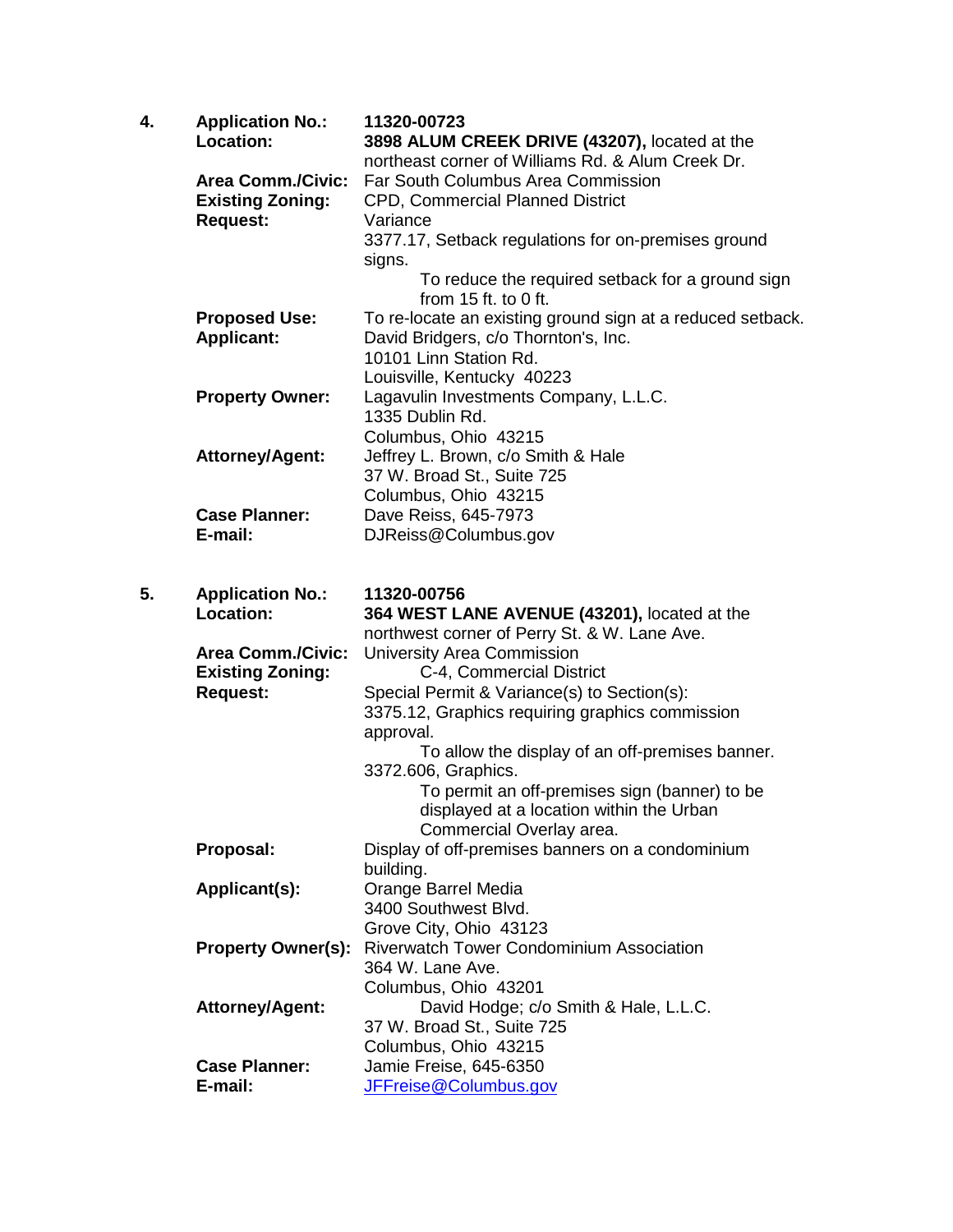4. **Application No.:** 11320-00723

**Location:** **3898 ALUM CREEK DRIVE (43207),** located at the northeast corner of Williams Rd. & Alum Creek Dr.

**Area Comm./Civic:** Far South Columbus Area Commission

**Existing Zoning:** CPD, Commercial Planned District

**Request:** Variance
3377.17, Setback regulations for on-premises ground signs.
To reduce the required setback for a ground sign from 15 ft. to 0 ft.

**Proposed Use:** To re-locate an existing ground sign at a reduced setback.

**Applicant:** David Bridgers, c/o Thornton's, Inc.
10101 Linn Station Rd.
Louisville, Kentucky 40223

**Property Owner:** Lagavulin Investments Company, L.L.C.
1335 Dublin Rd.
Columbus, Ohio 43215

**Attorney/Agent:** Jeffrey L. Brown, c/o Smith & Hale
37 W. Broad St., Suite 725
Columbus, Ohio 43215

**Case Planner:** Dave Reiss, 645-7973

**E-mail:** DJReiss@Columbus.gov

5. **Application No.:** 11320-00756

**Location:** **364 WEST LANE AVENUE (43201),** located at the northwest corner of Perry St. & W. Lane Ave.

**Area Comm./Civic:** University Area Commission

**Existing Zoning:** C-4, Commercial District

**Request:** Special Permit & Variance(s) to Section(s):
3375.12, Graphics requiring graphics commission approval.
To allow the display of an off-premises banner.
3372.606, Graphics.
To permit an off-premises sign (banner) to be displayed at a location within the Urban Commercial Overlay area.

**Proposal:** Display of off-premises banners on a condominium building.

**Applicant(s):** Orange Barrel Media
3400 Southwest Blvd.
Grove City, Ohio 43123

**Property Owner(s):** Riverwatch Tower Condominium Association
364 W. Lane Ave.
Columbus, Ohio 43201

**Attorney/Agent:** David Hodge; c/o Smith & Hale, L.L.C.
37 W. Broad St., Suite 725
Columbus, Ohio 43215

**Case Planner:** Jamie Freise, 645-6350

**E-mail:** JFFreise@Columbus.gov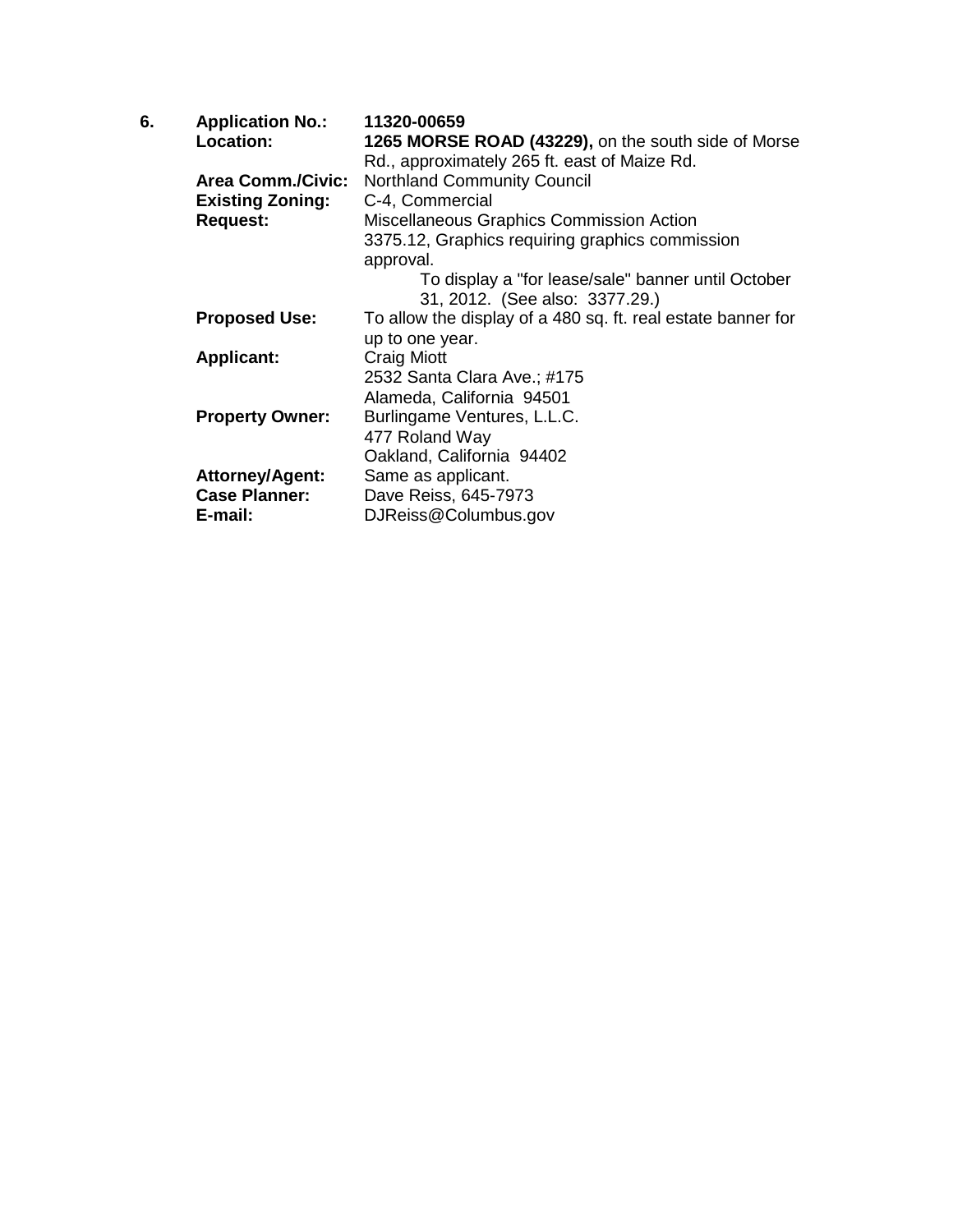6. **Application No.:** **11320-00659**

**Location:** **1265 MORSE ROAD (43229),** on the south side of Morse Rd., approximately 265 ft. east of Maize Rd.

**Area Comm./Civic:** Northland Community Council

**Existing Zoning:** C-4, Commercial

**Request:** Miscellaneous Graphics Commission Action
3375.12, Graphics requiring graphics commission approval.
To display a "for lease/sale" banner until October 31, 2012. (See also: 3377.29.)

**Proposed Use:** To allow the display of a 480 sq. ft. real estate banner for up to one year.

**Applicant:** Craig Miott
2532 Santa Clara Ave.; #175
Alameda, California 94501

**Property Owner:** Burlingame Ventures, L.L.C.
477 Roland Way
Oakland, California 94402

**Attorney/Agent:** Same as applicant.

**Case Planner:** Dave Reiss, 645-7973

**E-mail:** DJReiss@Columbus.gov